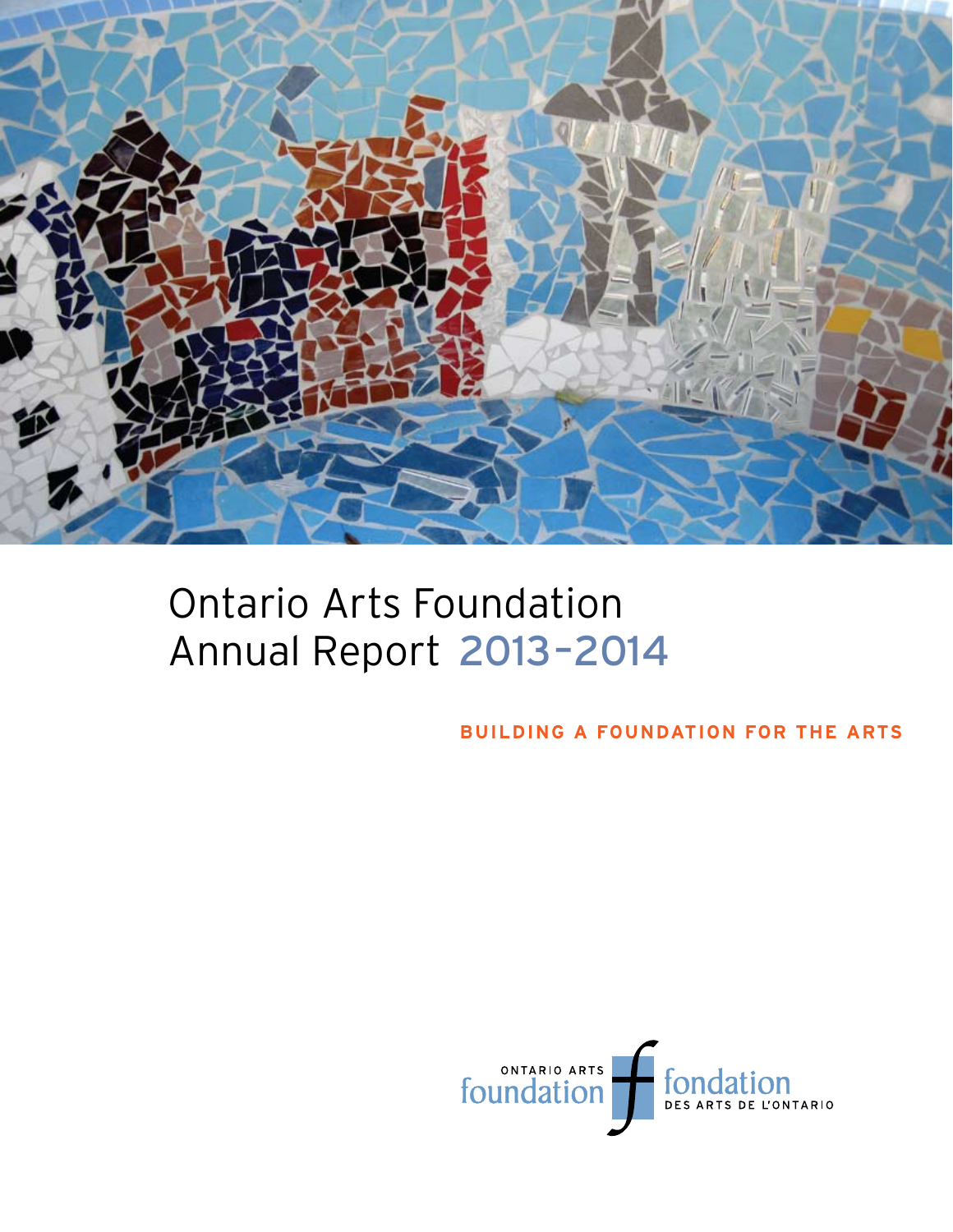# Ontario Arts Foundation Annual Report 2013–2014

**BUILDING A FOUNDATION FOR THE ARTS**

ONTARIO ARTS foundation

fondation DES ARTS DE L'ONTARIO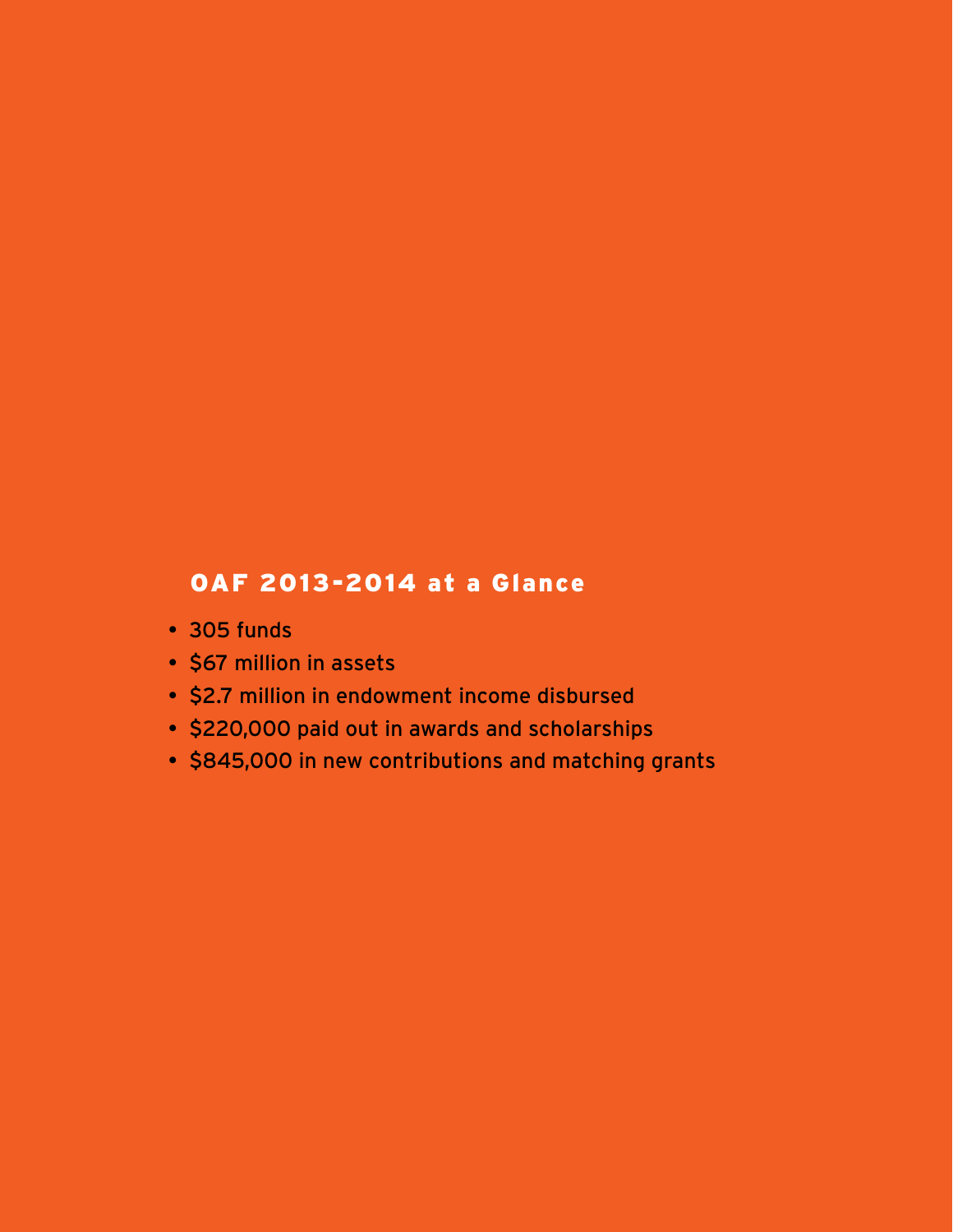## OAF 2013-2014 at a Glance

- 305 funds
- $67 million in assets
- $2.7 million in endowment income disbursed
- $220,000 paid out in awards and scholarships
- $845,000 in new contributions and matching grants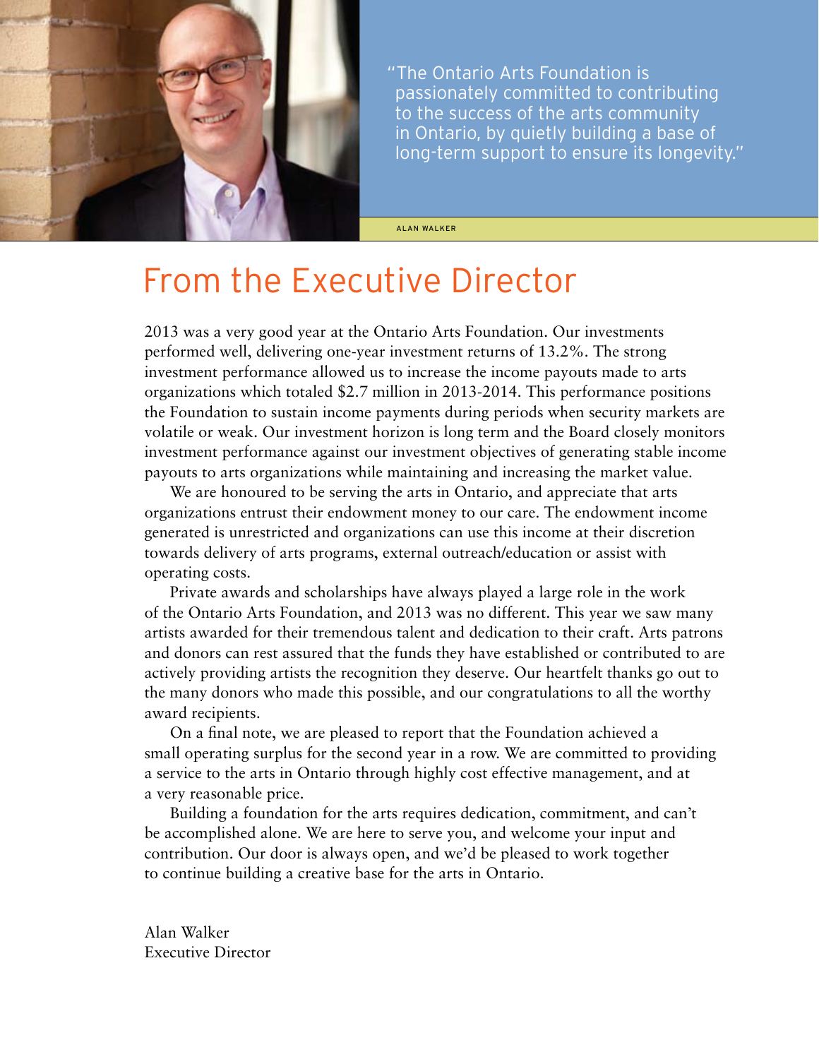"The Ontario Arts Foundation is passionately committed to contributing to the success of the arts community in Ontario, by quietly building a base of long-term support to ensure its longevity."

ALAN WALKER

# From the Executive Director

2013 was a very good year at the Ontario Arts Foundation. Our investments performed well, delivering one-year investment returns of 13.2%. The strong investment performance allowed us to increase the income payouts made to arts organizations which totaled $2.7 million in 2013-2014. This performance positions the Foundation to sustain income payments during periods when security markets are volatile or weak. Our investment horizon is long term and the Board closely monitors investment performance against our investment objectives of generating stable income payouts to arts organizations while maintaining and increasing the market value.

We are honoured to be serving the arts in Ontario, and appreciate that arts organizations entrust their endowment money to our care. The endowment income generated is unrestricted and organizations can use this income at their discretion towards delivery of arts programs, external outreach/education or assist with operating costs.

Private awards and scholarships have always played a large role in the work of the Ontario Arts Foundation, and 2013 was no different. This year we saw many artists awarded for their tremendous talent and dedication to their craft. Arts patrons and donors can rest assured that the funds they have established or contributed to are actively providing artists the recognition they deserve. Our heartfelt thanks go out to the many donors who made this possible, and our congratulations to all the worthy award recipients.

On a final note, we are pleased to report that the Foundation achieved a small operating surplus for the second year in a row. We are committed to providing a service to the arts in Ontario through highly cost effective management, and at a very reasonable price.

Building a foundation for the arts requires dedication, commitment, and can't be accomplished alone. We are here to serve you, and welcome your input and contribution. Our door is always open, and we'd be pleased to work together to continue building a creative base for the arts in Ontario.

Alan Walker
Executive Director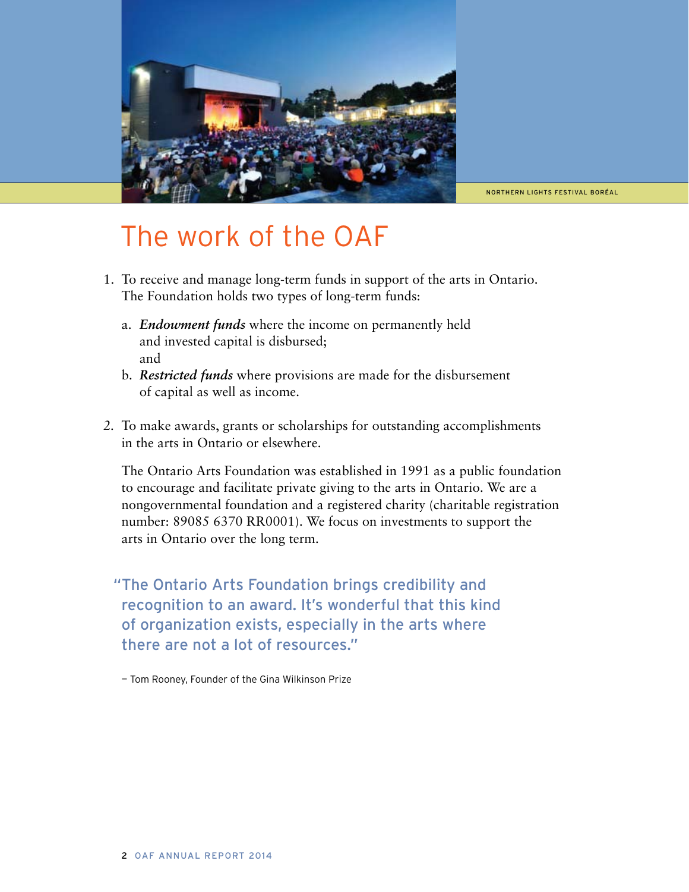NORTHERN LIGHTS FESTIVAL BORÉAL

# The work of the OAF

1. To receive and manage long-term funds in support of the arts in Ontario. The Foundation holds two types of long-term funds:

   a. ***Endowment funds*** where the income on permanently held and invested capital is disbursed;
   and

   b. ***Restricted funds*** where provisions are made for the disbursement of capital as well as income.

2. To make awards, grants or scholarships for outstanding accomplishments in the arts in Ontario or elsewhere.

The Ontario Arts Foundation was established in 1991 as a public foundation to encourage and facilitate private giving to the arts in Ontario. We are a nongovernmental foundation and a registered charity (charitable registration number: 89085 6370 RR0001). We focus on investments to support the arts in Ontario over the long term.

> "The Ontario Arts Foundation brings credibility and recognition to an award. It's wonderful that this kind of organization exists, especially in the arts where there are not a lot of resources."
>
> — Tom Rooney, Founder of the Gina Wilkinson Prize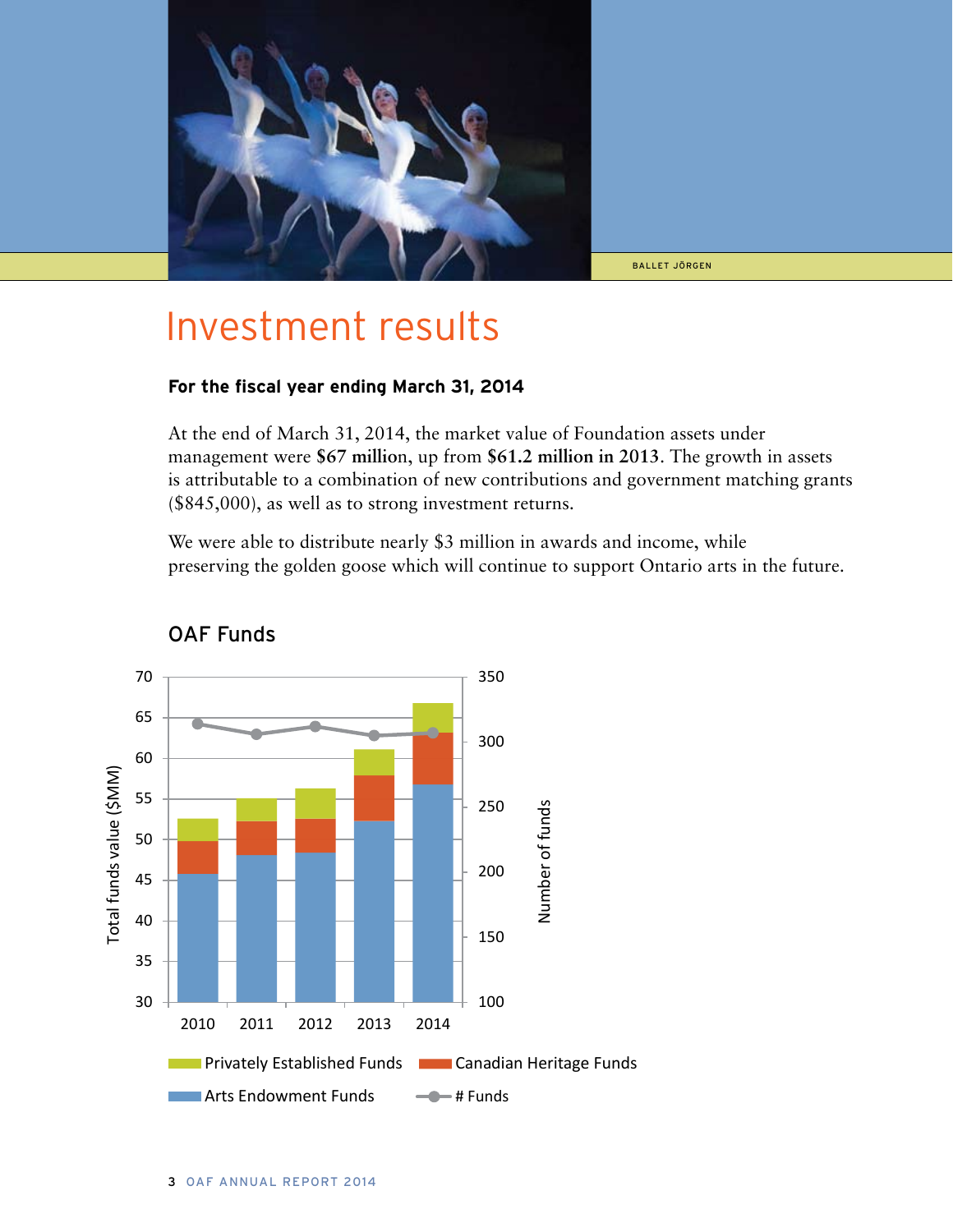BALLET JÖRGEN

# Investment results

**For the fiscal year ending March 31, 2014**

At the end of March 31, 2014, the market value of Foundation assets under management were **$67 million**, up from **$61.2 million in 2013**. The growth in assets is attributable to a combination of new contributions and government matching grants ($845,000), as well as to strong investment returns.

We were able to distribute nearly $3 million in awards and income, while preserving the golden goose which will continue to support Ontario arts in the future.

## OAF Funds

Total funds value ($MM) | Number of funds

2010 2011 2012 2013 2014

Privately Established Funds | Canadian Heritage Funds | Arts Endowment Funds | # Funds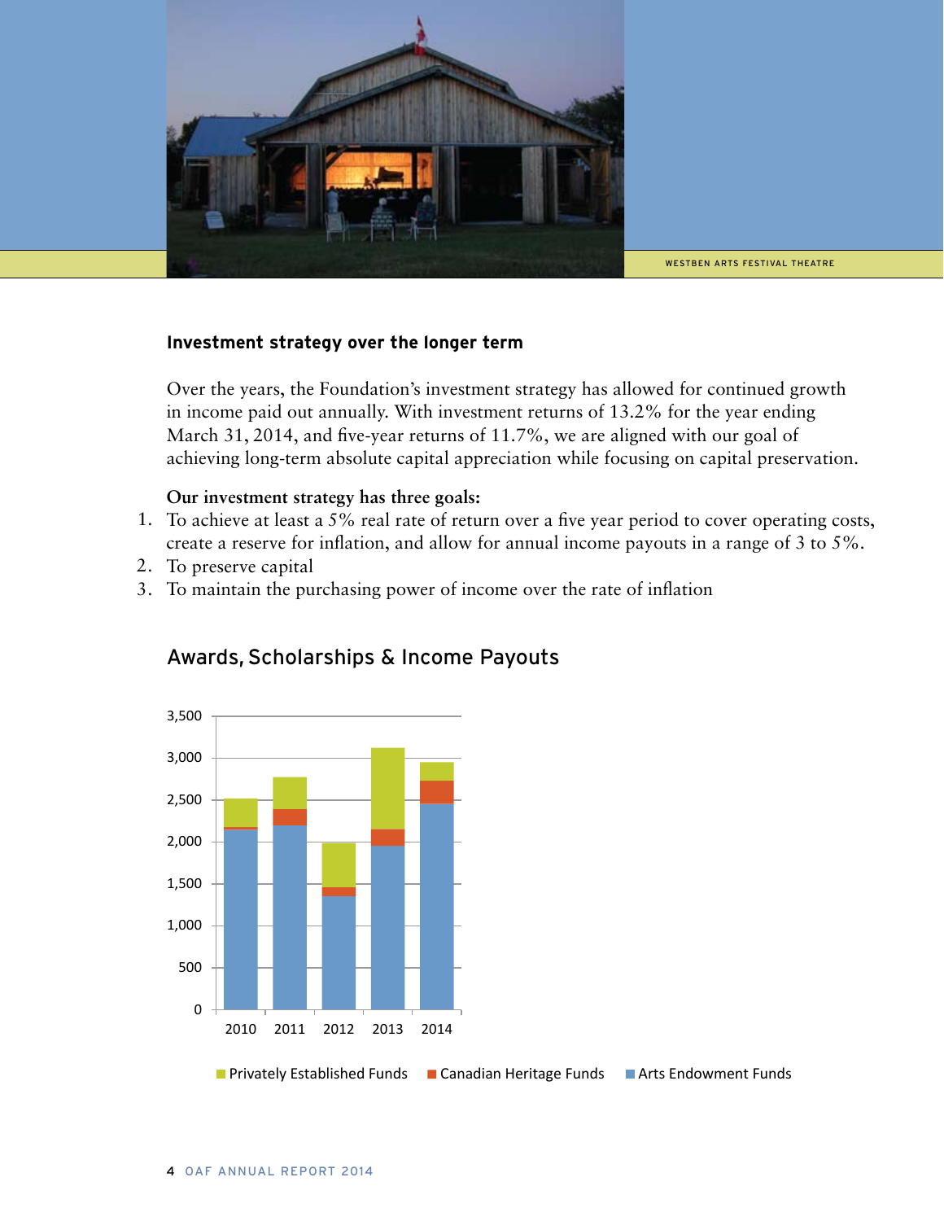WESTBEN ARTS FESTIVAL THEATRE

### Investment strategy over the longer term

Over the years, the Foundation's investment strategy has allowed for continued growth in income paid out annually. With investment returns of 13.2% for the year ending March 31, 2014, and five-year returns of 11.7%, we are aligned with our goal of achieving long-term absolute capital appreciation while focusing on capital preservation.

**Our investment strategy has three goals:**

1. To achieve at least a 5% real rate of return over a five year period to cover operating costs, create a reserve for inflation, and allow for annual income payouts in a range of 3 to 5%.
2. To preserve capital
3. To maintain the purchasing power of income over the rate of inflation

### Awards, Scholarships & Income Payouts

Privately Established Funds · Canadian Heritage Funds · Arts Endowment Funds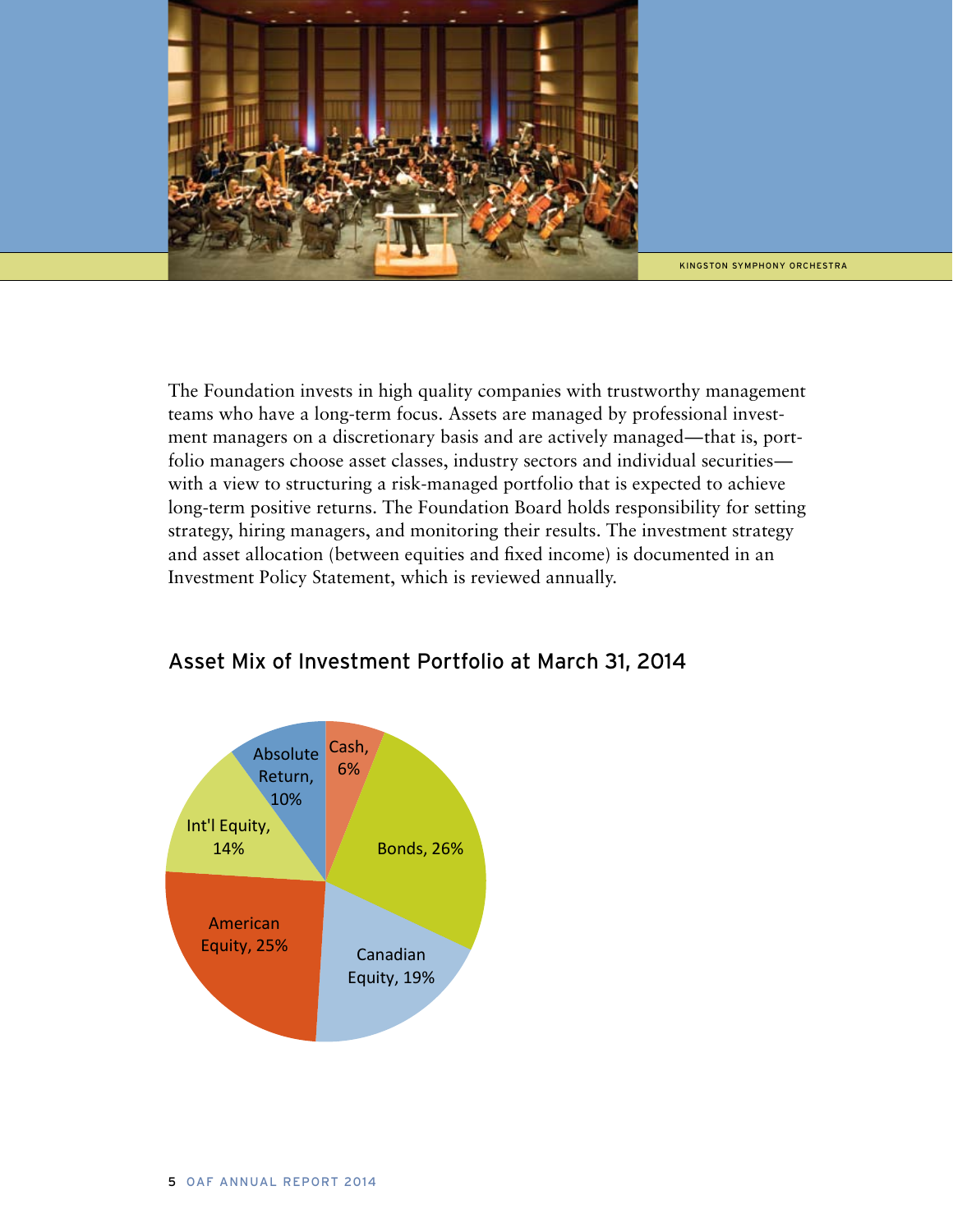The Foundation invests in high quality companies with trustworthy management teams who have a long-term focus. Assets are managed by professional investment managers on a discretionary basis and are actively managed—that is, portfolio managers choose asset classes, industry sectors and individual securities—with a view to structuring a risk-managed portfolio that is expected to achieve long-term positive returns. The Foundation Board holds responsibility for setting strategy, hiring managers, and monitoring their results. The investment strategy and asset allocation (between equities and fixed income) is documented in an Investment Policy Statement, which is reviewed annually.

## Asset Mix of Investment Portfolio at March 31, 2014

| Asset Class | Percentage |
|---|---|
| Cash | 6% |
| Bonds | 26% |
| Canadian Equity | 19% |
| American Equity | 25% |
| Int'l Equity | 14% |
| Absolute Return | 10% |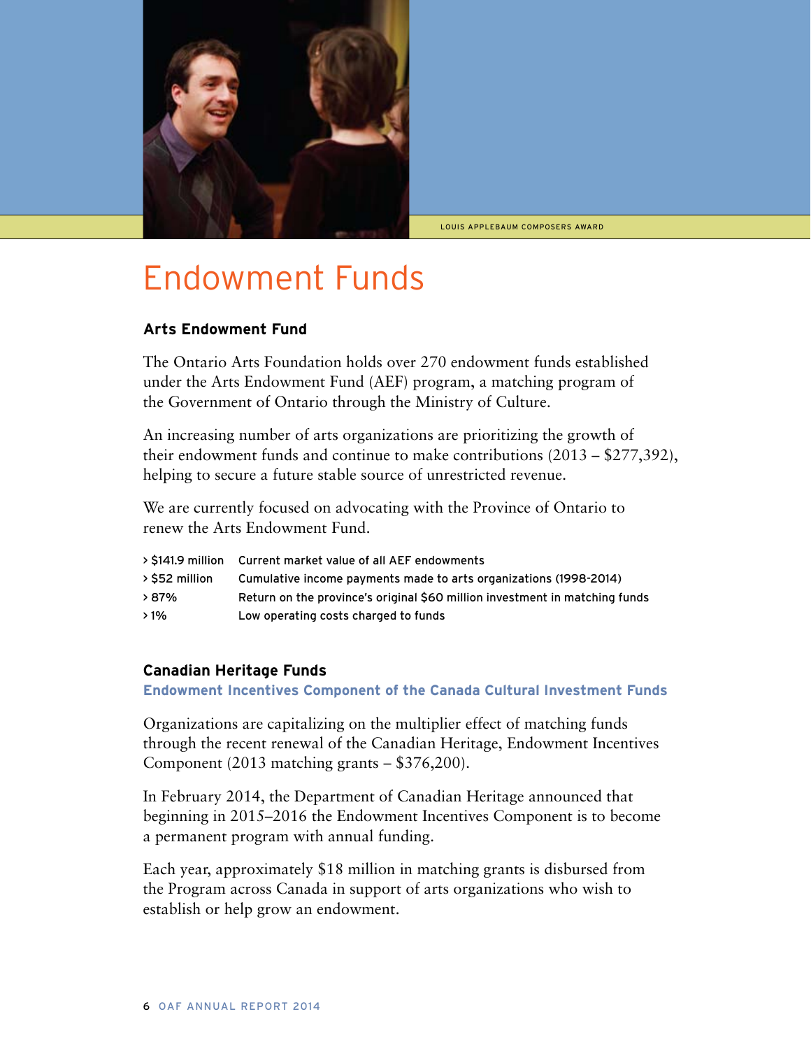LOUIS APPLEBAUM COMPOSERS AWARD

# Endowment Funds

### Arts Endowment Fund

The Ontario Arts Foundation holds over 270 endowment funds established under the Arts Endowment Fund (AEF) program, a matching program of the Government of Ontario through the Ministry of Culture.

An increasing number of arts organizations are prioritizing the growth of their endowment funds and continue to make contributions (2013 – $277,392), helping to secure a future stable source of unrestricted revenue.

We are currently focused on advocating with the Province of Ontario to renew the Arts Endowment Fund.

| | |
|---|---|
| > $141.9 million | Current market value of all AEF endowments |
| > $52 million | Cumulative income payments made to arts organizations (1998-2014) |
| > 87% | Return on the province's original $60 million investment in matching funds |
| > 1% | Low operating costs charged to funds |

### Canadian Heritage Funds

**Endowment Incentives Component of the Canada Cultural Investment Funds**

Organizations are capitalizing on the multiplier effect of matching funds through the recent renewal of the Canadian Heritage, Endowment Incentives Component (2013 matching grants – $376,200).

In February 2014, the Department of Canadian Heritage announced that beginning in 2015–2016 the Endowment Incentives Component is to become a permanent program with annual funding.

Each year, approximately $18 million in matching grants is disbursed from the Program across Canada in support of arts organizations who wish to establish or help grow an endowment.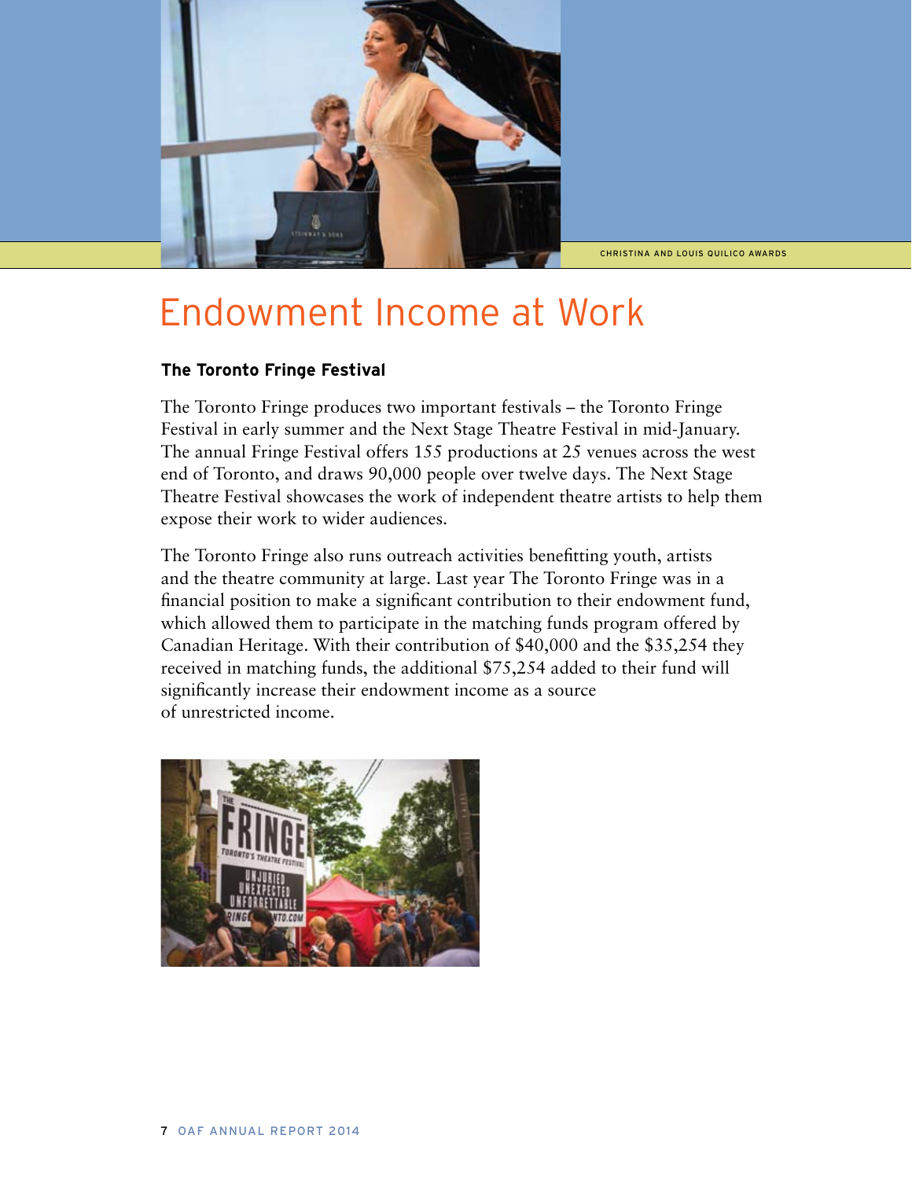CHRISTINA AND LOUIS QUILICO AWARDS

# Endowment Income at Work

### The Toronto Fringe Festival

The Toronto Fringe produces two important festivals – the Toronto Fringe Festival in early summer and the Next Stage Theatre Festival in mid-January. The annual Fringe Festival offers 155 productions at 25 venues across the west end of Toronto, and draws 90,000 people over twelve days. The Next Stage Theatre Festival showcases the work of independent theatre artists to help them expose their work to wider audiences.

The Toronto Fringe also runs outreach activities benefitting youth, artists and the theatre community at large. Last year The Toronto Fringe was in a financial position to make a significant contribution to their endowment fund, which allowed them to participate in the matching funds program offered by Canadian Heritage. With their contribution of $40,000 and the $35,254 they received in matching funds, the additional $75,254 added to their fund will significantly increase their endowment income as a source of unrestricted income.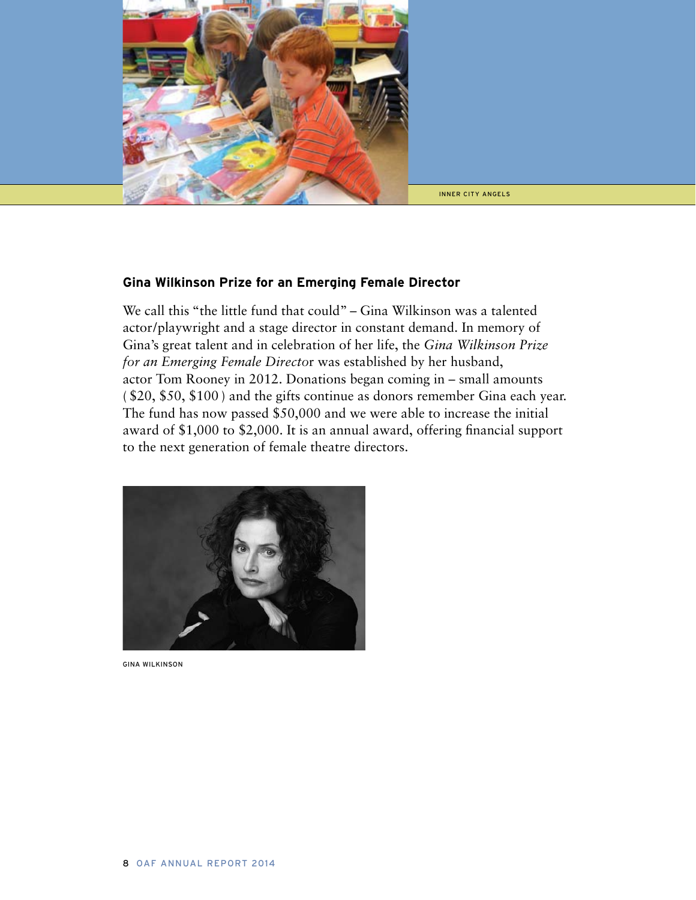INNER CITY ANGELS

## Gina Wilkinson Prize for an Emerging Female Director

We call this "the little fund that could" – Gina Wilkinson was a talented actor/playwright and a stage director in constant demand. In memory of Gina's great talent and in celebration of her life, the *Gina Wilkinson Prize for an Emerging Female Director* was established by her husband, actor Tom Rooney in 2012. Donations began coming in – small amounts ( $20, $50, $100 ) and the gifts continue as donors remember Gina each year. The fund has now passed $50,000 and we were able to increase the initial award of $1,000 to $2,000. It is an annual award, offering financial support to the next generation of female theatre directors.

GINA WILKINSON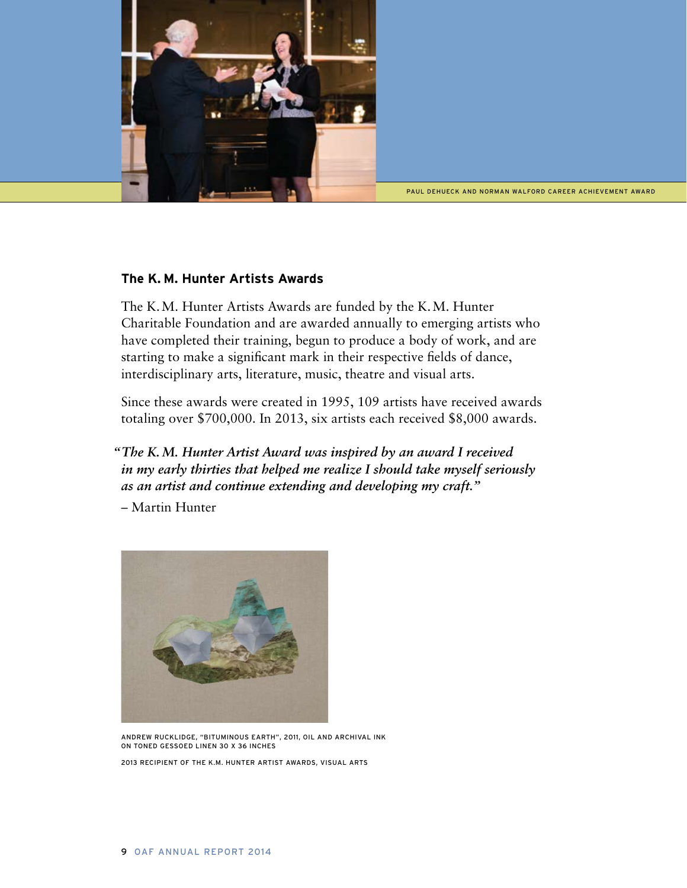PAUL DEHUECK AND NORMAN WALFORD CAREER ACHIEVEMENT AWARD

### The K. M. Hunter Artists Awards

The K. M. Hunter Artists Awards are funded by the K. M. Hunter Charitable Foundation and are awarded annually to emerging artists who have completed their training, begun to produce a body of work, and are starting to make a significant mark in their respective fields of dance, interdisciplinary arts, literature, music, theatre and visual arts.

Since these awards were created in 1995, 109 artists have received awards totaling over $700,000. In 2013, six artists each received $8,000 awards.

***"The K. M. Hunter Artist Award was inspired by an award I received in my early thirties that helped me realize I should take myself seriously as an artist and continue extending and developing my craft."***

– Martin Hunter

ANDREW RUCKLIDGE, "BITUMINOUS EARTH", 2011, OIL AND ARCHIVAL INK ON TONED GESSOED LINEN 30 X 36 INCHES

2013 RECIPIENT OF THE K.M. HUNTER ARTIST AWARDS, VISUAL ARTS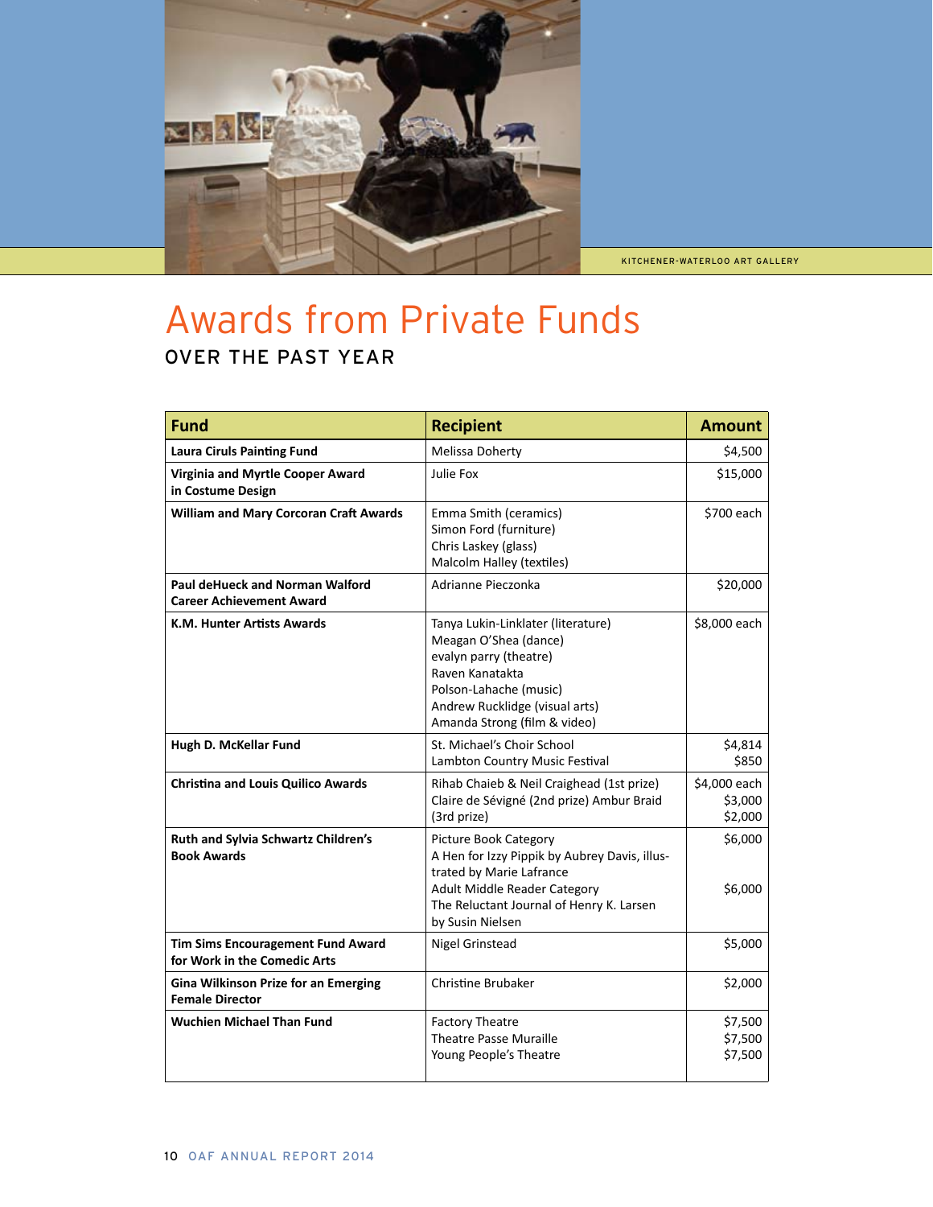KITCHENER-WATERLOO ART GALLERY

# Awards from Private Funds

## OVER THE PAST YEAR

| Fund | Recipient | Amount |
|---|---|---|
| **Laura Ciruls Painting Fund** | Melissa Doherty | $4,500 |
| **Virginia and Myrtle Cooper Award in Costume Design** | Julie Fox | $15,000 |
| **William and Mary Corcoran Craft Awards** | Emma Smith (ceramics)<br>Simon Ford (furniture)<br>Chris Laskey (glass)<br>Malcolm Halley (textiles) | $700 each |
| **Paul deHueck and Norman Walford Career Achievement Award** | Adrianne Pieczonka | $20,000 |
| **K.M. Hunter Artists Awards** | Tanya Lukin-Linklater (literature)<br>Meagan O'Shea (dance)<br>evalyn parry (theatre)<br>Raven Kanatakta<br>Polson-Lahache (music)<br>Andrew Rucklidge (visual arts)<br>Amanda Strong (film & video) | $8,000 each |
| **Hugh D. McKellar Fund** | St. Michael's Choir School<br>Lambton Country Music Festival | $4,814<br>$850 |
| **Christina and Louis Quilico Awards** | Rihab Chaieb & Neil Craighead (1st prize)<br>Claire de Sévigné (2nd prize) Ambur Braid (3rd prize) | $4,000 each<br>$3,000<br>$2,000 |
| **Ruth and Sylvia Schwartz Children's Book Awards** | Picture Book Category<br>A Hen for Izzy Pippik by Aubrey Davis, illustrated by Marie Lafrance<br>Adult Middle Reader Category<br>The Reluctant Journal of Henry K. Larsen by Susin Nielsen | $6,000<br><br>$6,000 |
| **Tim Sims Encouragement Fund Award for Work in the Comedic Arts** | Nigel Grinstead | $5,000 |
| **Gina Wilkinson Prize for an Emerging Female Director** | Christine Brubaker | $2,000 |
| **Wuchien Michael Than Fund** | Factory Theatre<br>Theatre Passe Muraille<br>Young People's Theatre | $7,500<br>$7,500<br>$7,500 |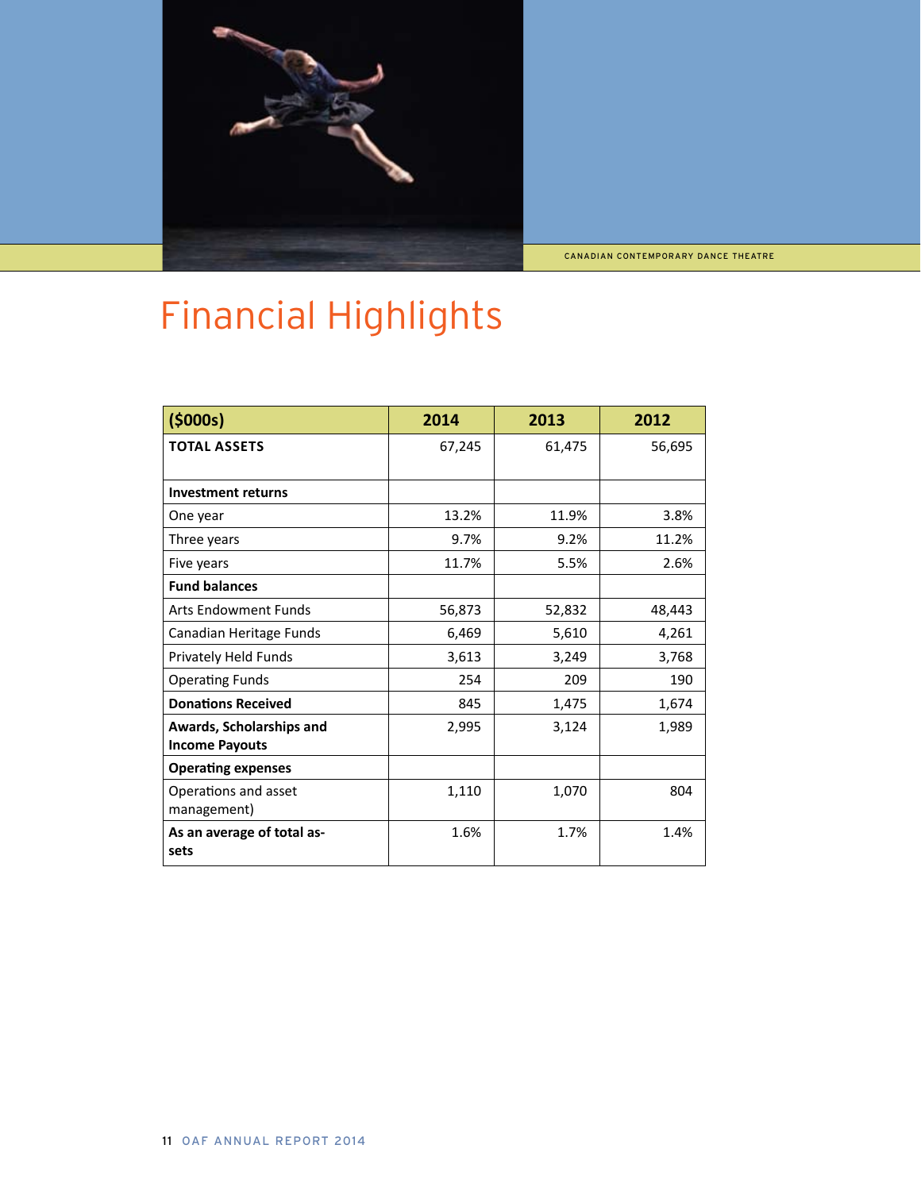CANADIAN CONTEMPORARY DANCE THEATRE

# Financial Highlights

| ($000s) | 2014 | 2013 | 2012 |
|---|---|---|---|
| **TOTAL ASSETS** | 67,245 | 61,475 | 56,695 |
| **Investment returns** | | | |
| One year | 13.2% | 11.9% | 3.8% |
| Three years | 9.7% | 9.2% | 11.2% |
| Five years | 11.7% | 5.5% | 2.6% |
| **Fund balances** | | | |
| Arts Endowment Funds | 56,873 | 52,832 | 48,443 |
| Canadian Heritage Funds | 6,469 | 5,610 | 4,261 |
| Privately Held Funds | 3,613 | 3,249 | 3,768 |
| Operating Funds | 254 | 209 | 190 |
| **Donations Received** | 845 | 1,475 | 1,674 |
| **Awards, Scholarships and Income Payouts** | 2,995 | 3,124 | 1,989 |
| **Operating expenses** | | | |
| Operations and asset management) | 1,110 | 1,070 | 804 |
| **As an average of total assets** | 1.6% | 1.7% | 1.4% |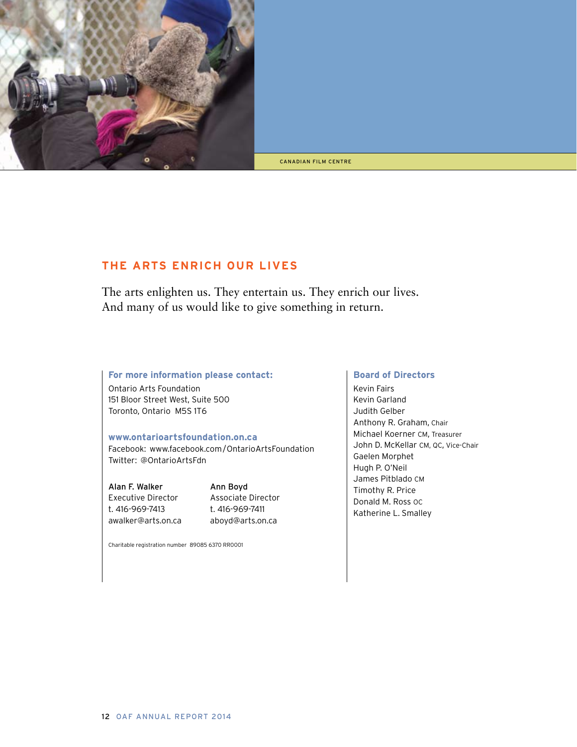CANADIAN FILM CENTRE

## THE ARTS ENRICH OUR LIVES

The arts enlighten us. They entertain us. They enrich our lives. And many of us would like to give something in return.

### For more information please contact:

Ontario Arts Foundation
151 Bloor Street West, Suite 500
Toronto, Ontario M5S 1T6

**www.ontarioartsfoundation.on.ca**
Facebook: www.facebook.com/OntarioArtsFoundation
Twitter: @OntarioArtsFdn

Alan F. Walker
Executive Director
t. 416-969-7413
awalker@arts.on.ca

Ann Boyd
Associate Director
t. 416-969-7411
aboyd@arts.on.ca

Charitable registration number 89085 6370 RR0001

### Board of Directors

Kevin Fairs
Kevin Garland
Judith Gelber
Anthony R. Graham, Chair
Michael Koerner CM, Treasurer
John D. McKellar CM, QC, Vice-Chair
Gaelen Morphet
Hugh P. O'Neil
James Pitblado CM
Timothy R. Price
Donald M. Ross OC
Katherine L. Smalley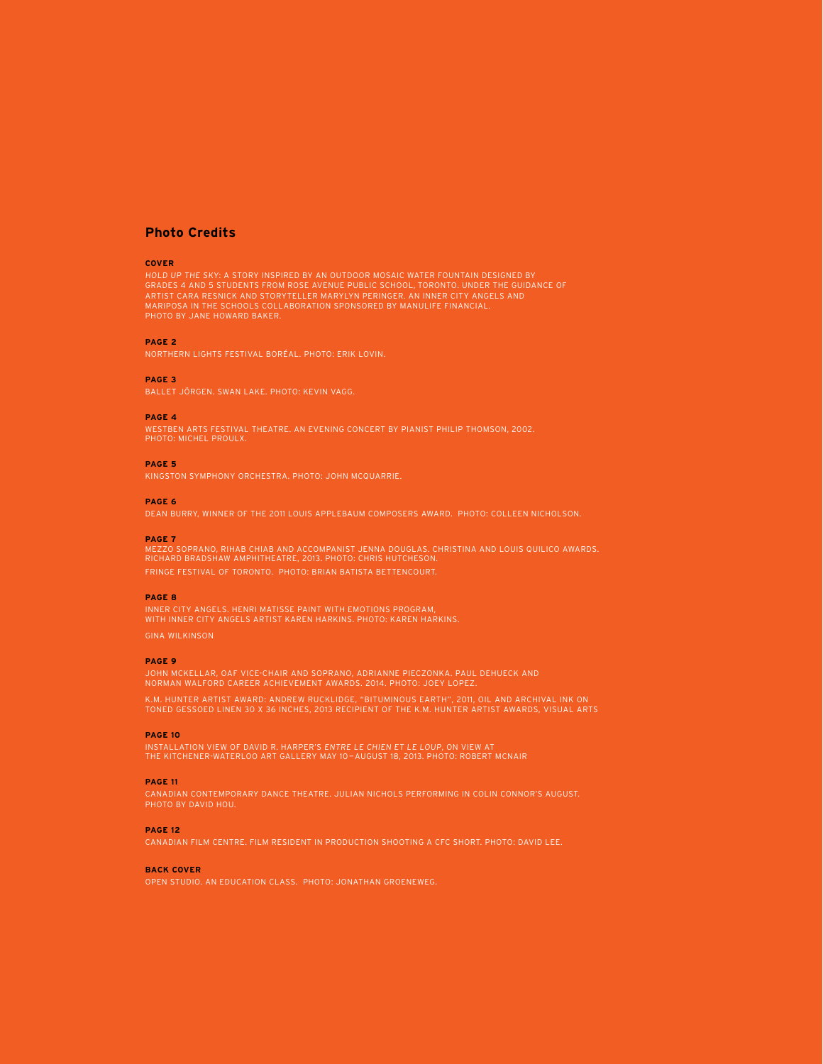## Photo Credits

**COVER**

*HOLD UP THE SKY:* A STORY INSPIRED BY AN OUTDOOR MOSAIC WATER FOUNTAIN DESIGNED BY GRADES 4 AND 5 STUDENTS FROM ROSE AVENUE PUBLIC SCHOOL, TORONTO. UNDER THE GUIDANCE OF ARTIST CARA RESNICK AND STORYTELLER MARYLYN PERINGER. AN INNER CITY ANGELS AND MARIPOSA IN THE SCHOOLS COLLABORATION SPONSORED BY MANULIFE FINANCIAL.
PHOTO BY JANE HOWARD BAKER.

**PAGE 2**

NORTHERN LIGHTS FESTIVAL BORÉAL. PHOTO: ERIK LOVIN.

**PAGE 3**

BALLET JÖRGEN. SWAN LAKE. PHOTO: KEVIN VAGG.

**PAGE 4**

WESTBEN ARTS FESTIVAL THEATRE. AN EVENING CONCERT BY PIANIST PHILIP THOMSON, 2002.
PHOTO: MICHEL PROULX.

**PAGE 5**

KINGSTON SYMPHONY ORCHESTRA. PHOTO: JOHN MCQUARRIE.

**PAGE 6**

DEAN BURRY, WINNER OF THE 2011 LOUIS APPLEBAUM COMPOSERS AWARD. PHOTO: COLLEEN NICHOLSON.

**PAGE 7**

MEZZO SOPRANO, RIHAB CHIAB AND ACCOMPANIST JENNA DOUGLAS. CHRISTINA AND LOUIS QUILICO AWARDS. RICHARD BRADSHAW AMPHITHEATRE, 2013. PHOTO: CHRIS HUTCHESON.

FRINGE FESTIVAL OF TORONTO. PHOTO: BRIAN BATISTA BETTENCOURT.

**PAGE 8**

INNER CITY ANGELS. HENRI MATISSE PAINT WITH EMOTIONS PROGRAM,
WITH INNER CITY ANGELS ARTIST KAREN HARKINS. PHOTO: KAREN HARKINS.

GINA WILKINSON

**PAGE 9**

JOHN MCKELLAR, OAF VICE-CHAIR AND SOPRANO, ADRIANNE PIECZONKA. PAUL DEHUECK AND NORMAN WALFORD CAREER ACHIEVEMENT AWARDS. 2014. PHOTO: JOEY LOPEZ.

K.M. HUNTER ARTIST AWARD: ANDREW RUCKLIDGE, "BITUMINOUS EARTH", 2011, OIL AND ARCHIVAL INK ON TONED GESSOED LINEN 30 X 36 INCHES, 2013 RECIPIENT OF THE K.M. HUNTER ARTIST AWARDS, VISUAL ARTS

**PAGE 10**

INSTALLATION VIEW OF DAVID R. HARPER'S *ENTRE LE CHIEN ET LE LOUP*, ON VIEW AT THE KITCHENER-WATERLOO ART GALLERY MAY 10 – AUGUST 18, 2013. PHOTO: ROBERT MCNAIR

**PAGE 11**

CANADIAN CONTEMPORARY DANCE THEATRE. JULIAN NICHOLS PERFORMING IN COLIN CONNOR'S AUGUST.
PHOTO BY DAVID HOU.

**PAGE 12**

CANADIAN FILM CENTRE. FILM RESIDENT IN PRODUCTION SHOOTING A CFC SHORT. PHOTO: DAVID LEE.

**BACK COVER**

OPEN STUDIO. AN EDUCATION CLASS. PHOTO: JONATHAN GROENEWEG.